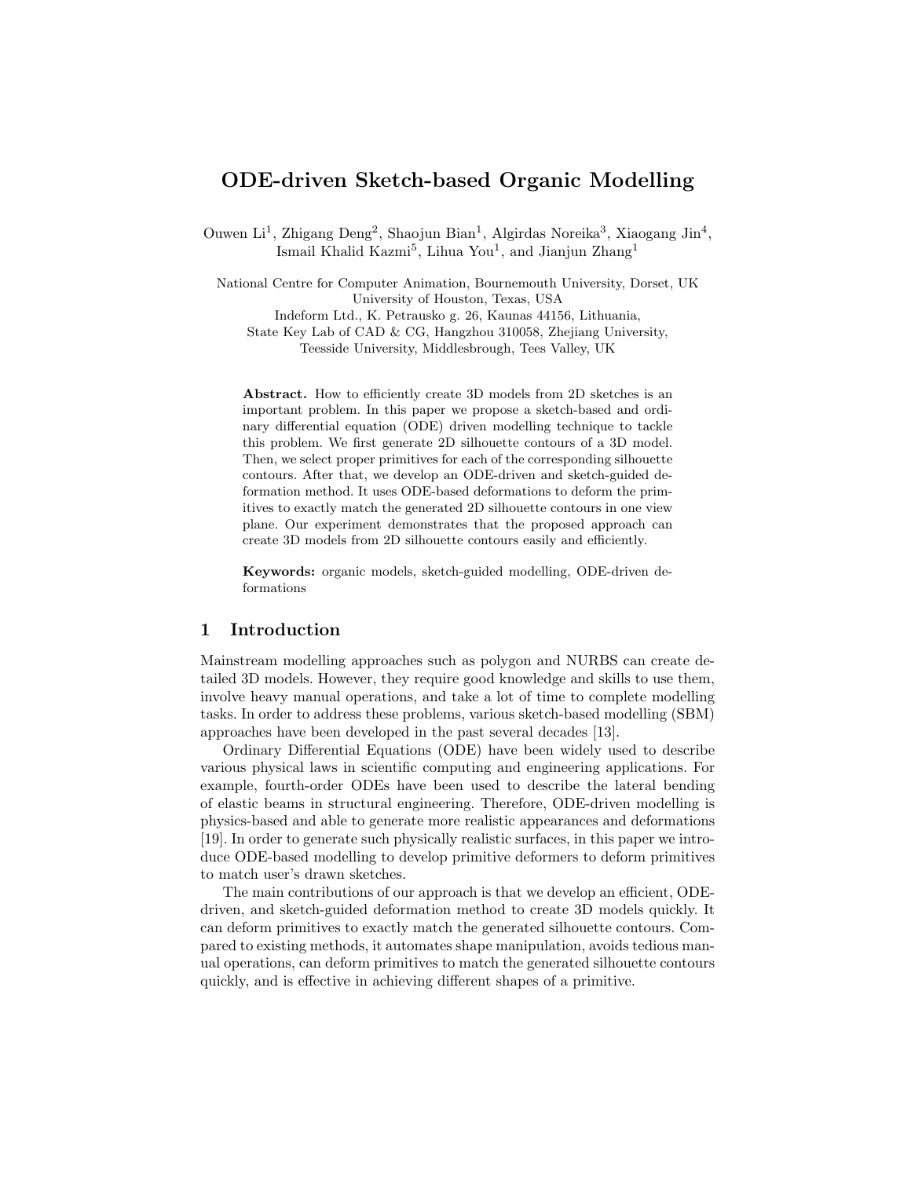# ODE-driven Sketch-based Organic Modelling

Ouwen Li[1], Zhigang Deng[2], Shaojun Bian[1], Algirdas Noreika[3], Xiaogang Jin[4], Ismail Khalid Kazmi[5], Lihua You[1], and Jianjun Zhang[1]

National Centre for Computer Animation, Bournemouth University, Dorset, UK
University of Houston, Texas, USA
Indeform Ltd., K. Petrausko g. 26, Kaunas 44156, Lithuania,
State Key Lab of CAD & CG, Hangzhou 310058, Zhejiang University,
Teesside University, Middlesbrough, Tees Valley, UK

**Abstract.** How to efficiently create 3D models from 2D sketches is an important problem. In this paper we propose a sketch-based and ordinary differential equation (ODE) driven modelling technique to tackle this problem. We first generate 2D silhouette contours of a 3D model. Then, we select proper primitives for each of the corresponding silhouette contours. After that, we develop an ODE-driven and sketch-guided deformation method. It uses ODE-based deformations to deform the primitives to exactly match the generated 2D silhouette contours in one view plane. Our experiment demonstrates that the proposed approach can create 3D models from 2D silhouette contours easily and efficiently.

**Keywords:** organic models, sketch-guided modelling, ODE-driven deformations

## 1 Introduction

Mainstream modelling approaches such as polygon and NURBS can create detailed 3D models. However, they require good knowledge and skills to use them, involve heavy manual operations, and take a lot of time to complete modelling tasks. In order to address these problems, various sketch-based modelling (SBM) approaches have been developed in the past several decades [13].

Ordinary Differential Equations (ODE) have been widely used to describe various physical laws in scientific computing and engineering applications. For example, fourth-order ODEs have been used to describe the lateral bending of elastic beams in structural engineering. Therefore, ODE-driven modelling is physics-based and able to generate more realistic appearances and deformations [19]. In order to generate such physically realistic surfaces, in this paper we introduce ODE-based modelling to develop primitive deformers to deform primitives to match user's drawn sketches.

The main contributions of our approach is that we develop an efficient, ODE-driven, and sketch-guided deformation method to create 3D models quickly. It can deform primitives to exactly match the generated silhouette contours. Compared to existing methods, it automates shape manipulation, avoids tedious manual operations, can deform primitives to match the generated silhouette contours quickly, and is effective in achieving different shapes of a primitive.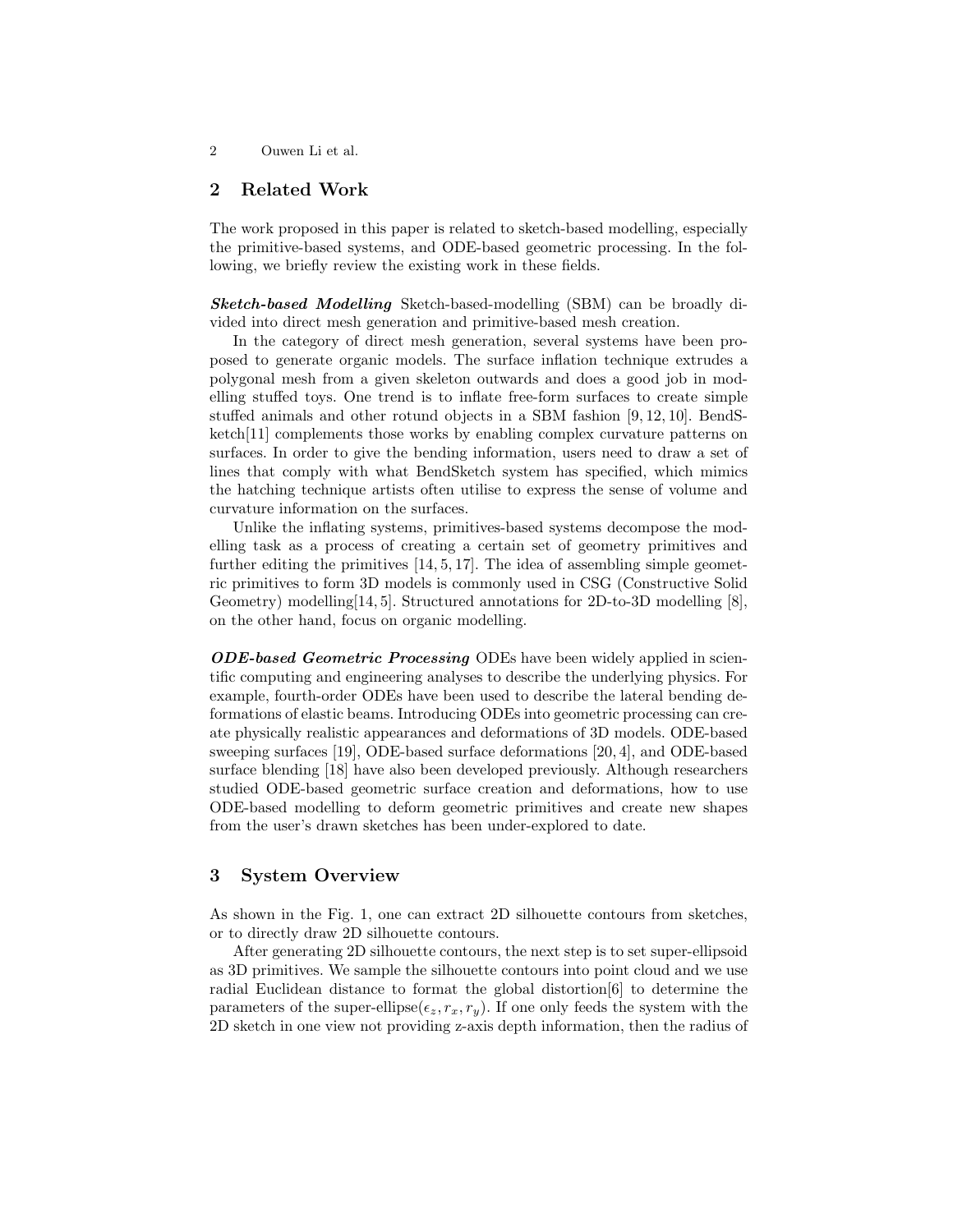## 2 Related Work

The work proposed in this paper is related to sketch-based modelling, especially the primitive-based systems, and ODE-based geometric processing. In the following, we briefly review the existing work in these fields.

***Sketch-based Modelling*** Sketch-based-modelling (SBM) can be broadly divided into direct mesh generation and primitive-based mesh creation.

In the category of direct mesh generation, several systems have been proposed to generate organic models. The surface inflation technique extrudes a polygonal mesh from a given skeleton outwards and does a good job in modelling stuffed toys. One trend is to inflate free-form surfaces to create simple stuffed animals and other rotund objects in a SBM fashion [9, 12, 10]. BendSketch[11] complements those works by enabling complex curvature patterns on surfaces. In order to give the bending information, users need to draw a set of lines that comply with what BendSketch system has specified, which mimics the hatching technique artists often utilise to express the sense of volume and curvature information on the surfaces.

Unlike the inflating systems, primitives-based systems decompose the modelling task as a process of creating a certain set of geometry primitives and further editing the primitives [14, 5, 17]. The idea of assembling simple geometric primitives to form 3D models is commonly used in CSG (Constructive Solid Geometry) modelling[14, 5]. Structured annotations for 2D-to-3D modelling [8], on the other hand, focus on organic modelling.

***ODE-based Geometric Processing*** ODEs have been widely applied in scientific computing and engineering analyses to describe the underlying physics. For example, fourth-order ODEs have been used to describe the lateral bending deformations of elastic beams. Introducing ODEs into geometric processing can create physically realistic appearances and deformations of 3D models. ODE-based sweeping surfaces [19], ODE-based surface deformations [20, 4], and ODE-based surface blending [18] have also been developed previously. Although researchers studied ODE-based geometric surface creation and deformations, how to use ODE-based modelling to deform geometric primitives and create new shapes from the user's drawn sketches has been under-explored to date.

## 3 System Overview

As shown in the Fig. 1, one can extract 2D silhouette contours from sketches, or to directly draw 2D silhouette contours.

After generating 2D silhouette contours, the next step is to set super-ellipsoid as 3D primitives. We sample the silhouette contours into point cloud and we use radial Euclidean distance to format the global distortion[6] to determine the parameters of the super-ellipse($\epsilon_z, r_x, r_y$). If one only feeds the system with the 2D sketch in one view not providing z-axis depth information, then the radius of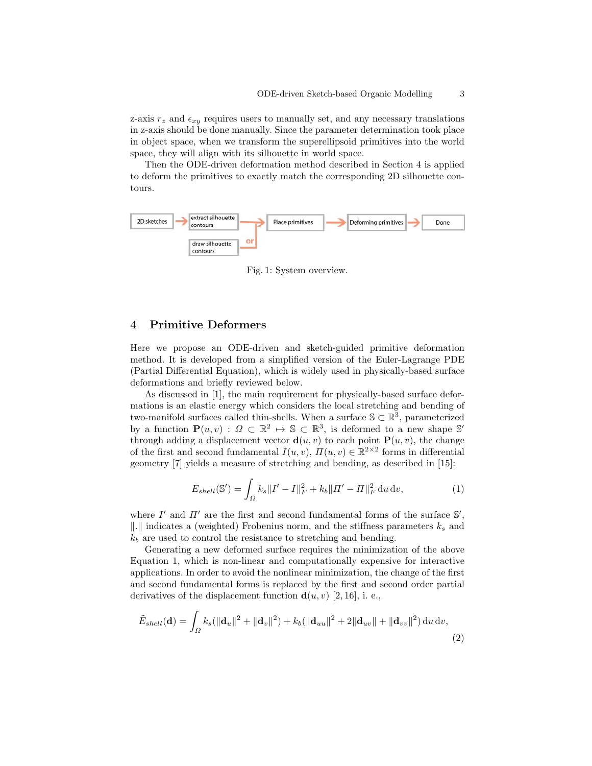z-axis $r_z$ and $\epsilon_{xy}$ requires users to manually set, and any necessary translations in z-axis should be done manually. Since the parameter determination took place in object space, when we transform the superellipsoid primitives into the world space, they will align with its silhouette in world space.

Then the ODE-driven deformation method described in Section 4 is applied to deform the primitives to exactly match the corresponding 2D silhouette contours.

2D sketches → extract silhouette contours / or draw silhouette contours → Place primitives → Deforming primitives → Done

Fig. 1: System overview.

## 4 Primitive Deformers

Here we propose an ODE-driven and sketch-guided primitive deformation method. It is developed from a simplified version of the Euler-Lagrange PDE (Partial Differential Equation), which is widely used in physically-based surface deformations and briefly reviewed below.

As discussed in [1], the main requirement for physically-based surface deformations is an elastic energy which considers the local stretching and bending of two-manifold surfaces called thin-shells. When a surface $\mathbb{S} \subset \mathbb{R}^3$, parameterized by a function $\mathbf{P}(u,v) : \Omega \subset \mathbb{R}^2 \mapsto \mathbb{S} \subset \mathbb{R}^3$, is deformed to a new shape $\mathbb{S}'$ through adding a displacement vector $\mathbf{d}(u,v)$ to each point $\mathbf{P}(u,v)$, the change of the first and second fundamental $I(u,v)$, $II(u,v) \in \mathbb{R}^{2\times 2}$ forms in differential geometry [7] yields a measure of stretching and bending, as described in [15]:

$$E_{shell}(\mathbb{S}') = \int_{\Omega} k_s \|I' - I\|_F^2 + k_b \|II' - II\|_F^2 \, \mathrm{d}u \, \mathrm{d}v, \tag{1}$$

where $I'$ and $II'$ are the first and second fundamental forms of the surface $\mathbb{S}'$, $\|.\|$ indicates a (weighted) Frobenius norm, and the stiffness parameters $k_s$ and $k_b$ are used to control the resistance to stretching and bending.

Generating a new deformed surface requires the minimization of the above Equation 1, which is non-linear and computationally expensive for interactive applications. In order to avoid the nonlinear minimization, the change of the first and second fundamental forms is replaced by the first and second order partial derivatives of the displacement function $\mathbf{d}(u,v)$ [2, 16], i. e.,

$$\tilde{E}_{shell}(\mathbf{d}) = \int_{\Omega} k_s(\|\mathbf{d}_u\|^2 + \|\mathbf{d}_v\|^2) + k_b(\|\mathbf{d}_{uu}\|^2 + 2\|\mathbf{d}_{uv}\| + \|\mathbf{d}_{vv}\|^2) \, \mathrm{d}u \, \mathrm{d}v, \tag{2}$$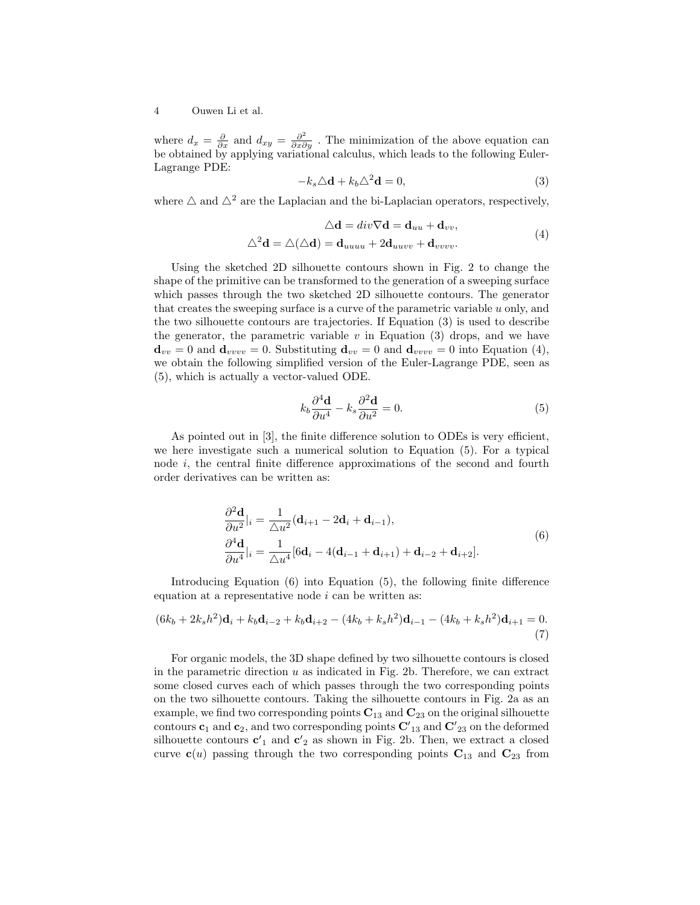where $d_x = \frac{\partial}{\partial x}$ and $d_{xy} = \frac{\partial^2}{\partial x \partial y}$ . The minimization of the above equation can be obtained by applying variational calculus, which leads to the following Euler-Lagrange PDE:

$$-k_s \triangle \mathbf{d} + k_b \triangle^2 \mathbf{d} = 0, \tag{3}$$

where $\triangle$ and $\triangle^2$ are the Laplacian and the bi-Laplacian operators, respectively,

$$\begin{aligned} \triangle \mathbf{d} &= div \nabla \mathbf{d} = \mathbf{d}_{uu} + \mathbf{d}_{vv}, \\ \triangle^2 \mathbf{d} &= \triangle(\triangle \mathbf{d}) = \mathbf{d}_{uuuu} + 2\mathbf{d}_{uuvv} + \mathbf{d}_{vvvv}. \end{aligned} \tag{4}$$

Using the sketched 2D silhouette contours shown in Fig. 2 to change the shape of the primitive can be transformed to the generation of a sweeping surface which passes through the two sketched 2D silhouette contours. The generator that creates the sweeping surface is a curve of the parametric variable $u$ only, and the two silhouette contours are trajectories. If Equation (3) is used to describe the generator, the parametric variable $v$ in Equation (3) drops, and we have $\mathbf{d}_{vv} = 0$ and $\mathbf{d}_{vvvv} = 0$. Substituting $\mathbf{d}_{vv} = 0$ and $\mathbf{d}_{vvvv} = 0$ into Equation (4), we obtain the following simplified version of the Euler-Lagrange PDE, seen as (5), which is actually a vector-valued ODE.

$$k_b \frac{\partial^4 \mathbf{d}}{\partial u^4} - k_s \frac{\partial^2 \mathbf{d}}{\partial u^2} = 0. \tag{5}$$

As pointed out in [3], the finite difference solution to ODEs is very efficient, we here investigate such a numerical solution to Equation (5). For a typical node $i$, the central finite difference approximations of the second and fourth order derivatives can be written as:

$$\begin{aligned} \frac{\partial^2 \mathbf{d}}{\partial u^2}|_i &= \frac{1}{\triangle u^2}(\mathbf{d}_{i+1} - 2\mathbf{d}_i + \mathbf{d}_{i-1}), \\ \frac{\partial^4 \mathbf{d}}{\partial u^4}|_i &= \frac{1}{\triangle u^4}[6\mathbf{d}_i - 4(\mathbf{d}_{i-1} + \mathbf{d}_{i+1}) + \mathbf{d}_{i-2} + \mathbf{d}_{i+2}]. \end{aligned} \tag{6}$$

Introducing Equation (6) into Equation (5), the following finite difference equation at a representative node $i$ can be written as:

$$(6k_b + 2k_s h^2)\mathbf{d}_i + k_b \mathbf{d}_{i-2} + k_b \mathbf{d}_{i+2} - (4k_b + k_s h^2)\mathbf{d}_{i-1} - (4k_b + k_s h^2)\mathbf{d}_{i+1} = 0. \tag{7}$$

For organic models, the 3D shape defined by two silhouette contours is closed in the parametric direction $u$ as indicated in Fig. 2b. Therefore, we can extract some closed curves each of which passes through the two corresponding points on the two silhouette contours. Taking the silhouette contours in Fig. 2a as an example, we find two corresponding points $\mathbf{C}_{13}$ and $\mathbf{C}_{23}$ on the original silhouette contours $\mathbf{c}_1$ and $\mathbf{c}_2$, and two corresponding points $\mathbf{C'}_{13}$ and $\mathbf{C'}_{23}$ on the deformed silhouette contours $\mathbf{c'}_1$ and $\mathbf{c'}_2$ as shown in Fig. 2b. Then, we extract a closed curve $\mathbf{c}(u)$ passing through the two corresponding points $\mathbf{C}_{13}$ and $\mathbf{C}_{23}$ from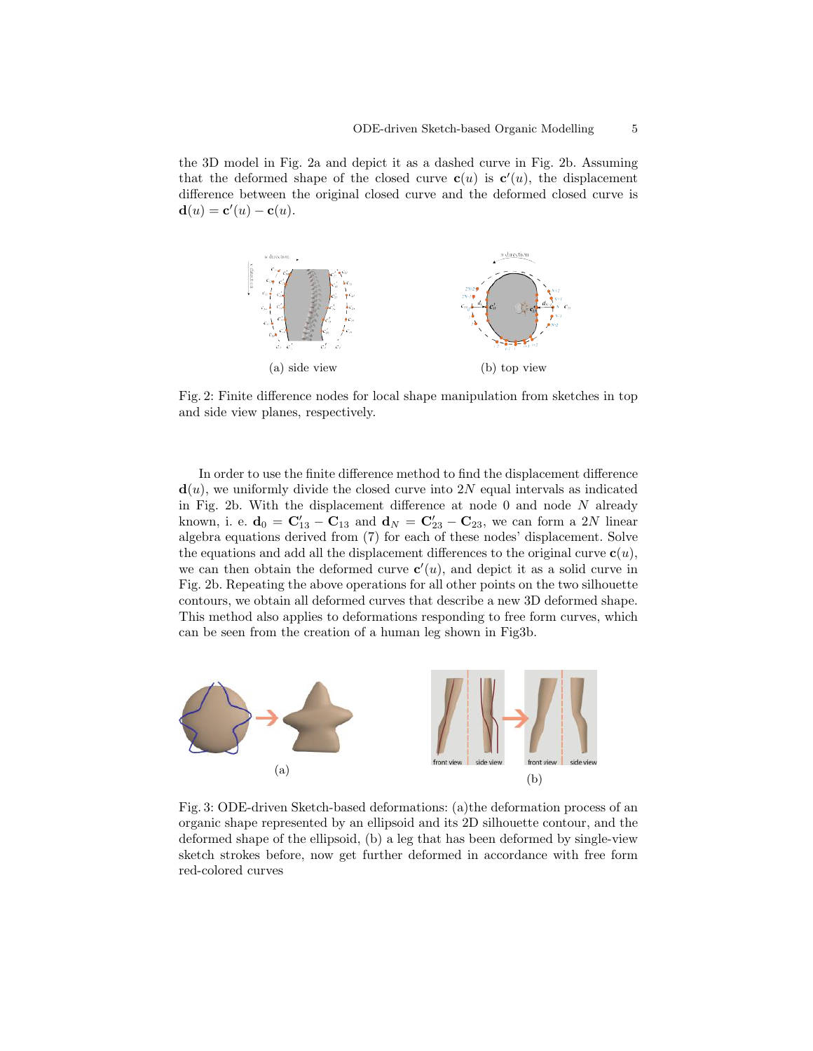the 3D model in Fig. 2a and depict it as a dashed curve in Fig. 2b. Assuming that the deformed shape of the closed curve $\mathbf{c}(u)$ is $\mathbf{c}'(u)$, the displacement difference between the original closed curve and the deformed closed curve is $\mathbf{d}(u) = \mathbf{c}'(u) - \mathbf{c}(u)$.

(a) side view

(b) top view

Fig. 2: Finite difference nodes for local shape manipulation from sketches in top and side view planes, respectively.

In order to use the finite difference method to find the displacement difference $\mathbf{d}(u)$, we uniformly divide the closed curve into $2N$ equal intervals as indicated in Fig. 2b. With the displacement difference at node 0 and node $N$ already known, i. e. $\mathbf{d}_0 = \mathbf{C}'_{13} - \mathbf{C}_{13}$ and $\mathbf{d}_N = \mathbf{C}'_{23} - \mathbf{C}_{23}$, we can form a $2N$ linear algebra equations derived from (7) for each of these nodes' displacement. Solve the equations and add all the displacement differences to the original curve $\mathbf{c}(u)$, we can then obtain the deformed curve $\mathbf{c}'(u)$, and depict it as a solid curve in Fig. 2b. Repeating the above operations for all other points on the two silhouette contours, we obtain all deformed curves that describe a new 3D deformed shape. This method also applies to deformations responding to free form curves, which can be seen from the creation of a human leg shown in Fig3b.

(a)

(b)

Fig. 3: ODE-driven Sketch-based deformations: (a)the deformation process of an organic shape represented by an ellipsoid and its 2D silhouette contour, and the deformed shape of the ellipsoid, (b) a leg that has been deformed by single-view sketch strokes before, now get further deformed in accordance with free form red-colored curves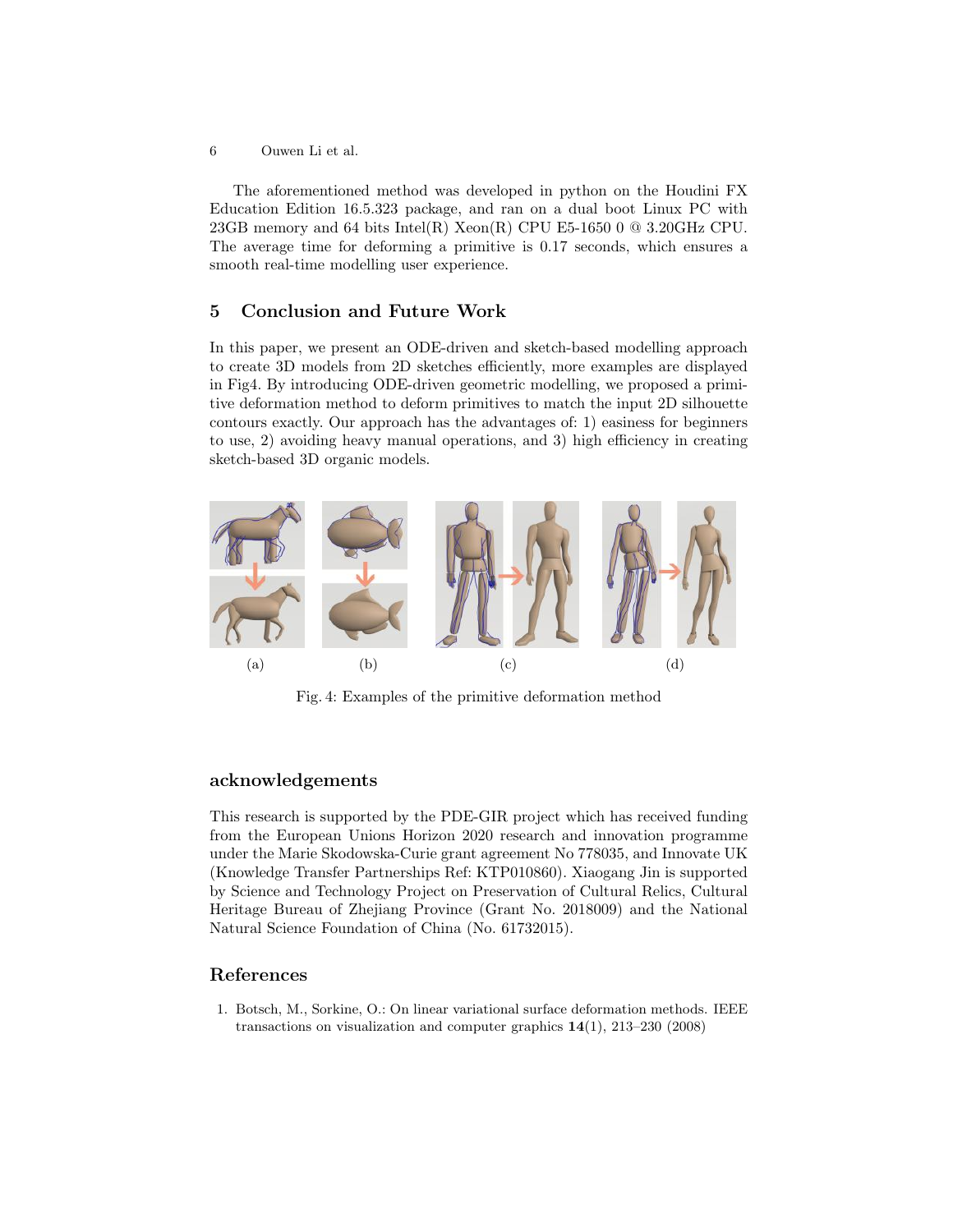The aforementioned method was developed in python on the Houdini FX Education Edition 16.5.323 package, and ran on a dual boot Linux PC with 23GB memory and 64 bits Intel(R) Xeon(R) CPU E5-1650 0 @ 3.20GHz CPU. The average time for deforming a primitive is 0.17 seconds, which ensures a smooth real-time modelling user experience.

## 5 Conclusion and Future Work

In this paper, we present an ODE-driven and sketch-based modelling approach to create 3D models from 2D sketches efficiently, more examples are displayed in Fig4. By introducing ODE-driven geometric modelling, we proposed a primitive deformation method to deform primitives to match the input 2D silhouette contours exactly. Our approach has the advantages of: 1) easiness for beginners to use, 2) avoiding heavy manual operations, and 3) high efficiency in creating sketch-based 3D organic models.

(a) (b) (c) (d)

Fig. 4: Examples of the primitive deformation method

## acknowledgements

This research is supported by the PDE-GIR project which has received funding from the European Unions Horizon 2020 research and innovation programme under the Marie Skodowska-Curie grant agreement No 778035, and Innovate UK (Knowledge Transfer Partnerships Ref: KTP010860). Xiaogang Jin is supported by Science and Technology Project on Preservation of Cultural Relics, Cultural Heritage Bureau of Zhejiang Province (Grant No. 2018009) and the National Natural Science Foundation of China (No. 61732015).

## References

1. Botsch, M., Sorkine, O.: On linear variational surface deformation methods. IEEE transactions on visualization and computer graphics **14**(1), 213–230 (2008)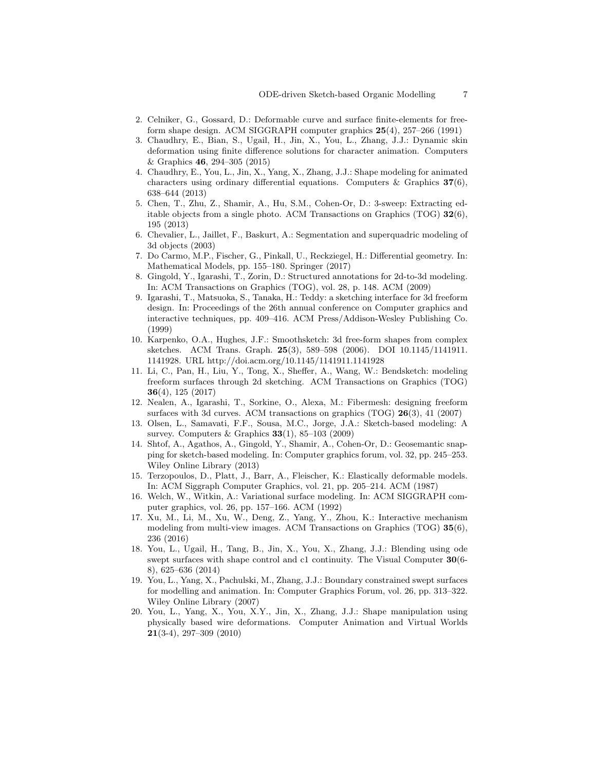2. Celniker, G., Gossard, D.: Deformable curve and surface finite-elements for free-form shape design. ACM SIGGRAPH computer graphics **25**(4), 257–266 (1991)
3. Chaudhry, E., Bian, S., Ugail, H., Jin, X., You, L., Zhang, J.J.: Dynamic skin deformation using finite difference solutions for character animation. Computers & Graphics **46**, 294–305 (2015)
4. Chaudhry, E., You, L., Jin, X., Yang, X., Zhang, J.J.: Shape modeling for animated characters using ordinary differential equations. Computers & Graphics **37**(6), 638–644 (2013)
5. Chen, T., Zhu, Z., Shamir, A., Hu, S.M., Cohen-Or, D.: 3-sweep: Extracting editable objects from a single photo. ACM Transactions on Graphics (TOG) **32**(6), 195 (2013)
6. Chevalier, L., Jaillet, F., Baskurt, A.: Segmentation and superquadric modeling of 3d objects (2003)
7. Do Carmo, M.P., Fischer, G., Pinkall, U., Reckziegel, H.: Differential geometry. In: Mathematical Models, pp. 155–180. Springer (2017)
8. Gingold, Y., Igarashi, T., Zorin, D.: Structured annotations for 2d-to-3d modeling. In: ACM Transactions on Graphics (TOG), vol. 28, p. 148. ACM (2009)
9. Igarashi, T., Matsuoka, S., Tanaka, H.: Teddy: a sketching interface for 3d freeform design. In: Proceedings of the 26th annual conference on Computer graphics and interactive techniques, pp. 409–416. ACM Press/Addison-Wesley Publishing Co. (1999)
10. Karpenko, O.A., Hughes, J.F.: Smoothsketch: 3d free-form shapes from complex sketches. ACM Trans. Graph. **25**(3), 589–598 (2006). DOI 10.1145/1141911.1141928. URL http://doi.acm.org/10.1145/1141911.1141928
11. Li, C., Pan, H., Liu, Y., Tong, X., Sheffer, A., Wang, W.: Bendsketch: modeling freeform surfaces through 2d sketching. ACM Transactions on Graphics (TOG) **36**(4), 125 (2017)
12. Nealen, A., Igarashi, T., Sorkine, O., Alexa, M.: Fibermesh: designing freeform surfaces with 3d curves. ACM transactions on graphics (TOG) **26**(3), 41 (2007)
13. Olsen, L., Samavati, F.F., Sousa, M.C., Jorge, J.A.: Sketch-based modeling: A survey. Computers & Graphics **33**(1), 85–103 (2009)
14. Shtof, A., Agathos, A., Gingold, Y., Shamir, A., Cohen-Or, D.: Geosemantic snapping for sketch-based modeling. In: Computer graphics forum, vol. 32, pp. 245–253. Wiley Online Library (2013)
15. Terzopoulos, D., Platt, J., Barr, A., Fleischer, K.: Elastically deformable models. In: ACM Siggraph Computer Graphics, vol. 21, pp. 205–214. ACM (1987)
16. Welch, W., Witkin, A.: Variational surface modeling. In: ACM SIGGRAPH computer graphics, vol. 26, pp. 157–166. ACM (1992)
17. Xu, M., Li, M., Xu, W., Deng, Z., Yang, Y., Zhou, K.: Interactive mechanism modeling from multi-view images. ACM Transactions on Graphics (TOG) **35**(6), 236 (2016)
18. You, L., Ugail, H., Tang, B., Jin, X., You, X., Zhang, J.J.: Blending using ode swept surfaces with shape control and c1 continuity. The Visual Computer **30**(6-8), 625–636 (2014)
19. You, L., Yang, X., Pachulski, M., Zhang, J.J.: Boundary constrained swept surfaces for modelling and animation. In: Computer Graphics Forum, vol. 26, pp. 313–322. Wiley Online Library (2007)
20. You, L., Yang, X., You, X.Y., Jin, X., Zhang, J.J.: Shape manipulation using physically based wire deformations. Computer Animation and Virtual Worlds **21**(3-4), 297–309 (2010)